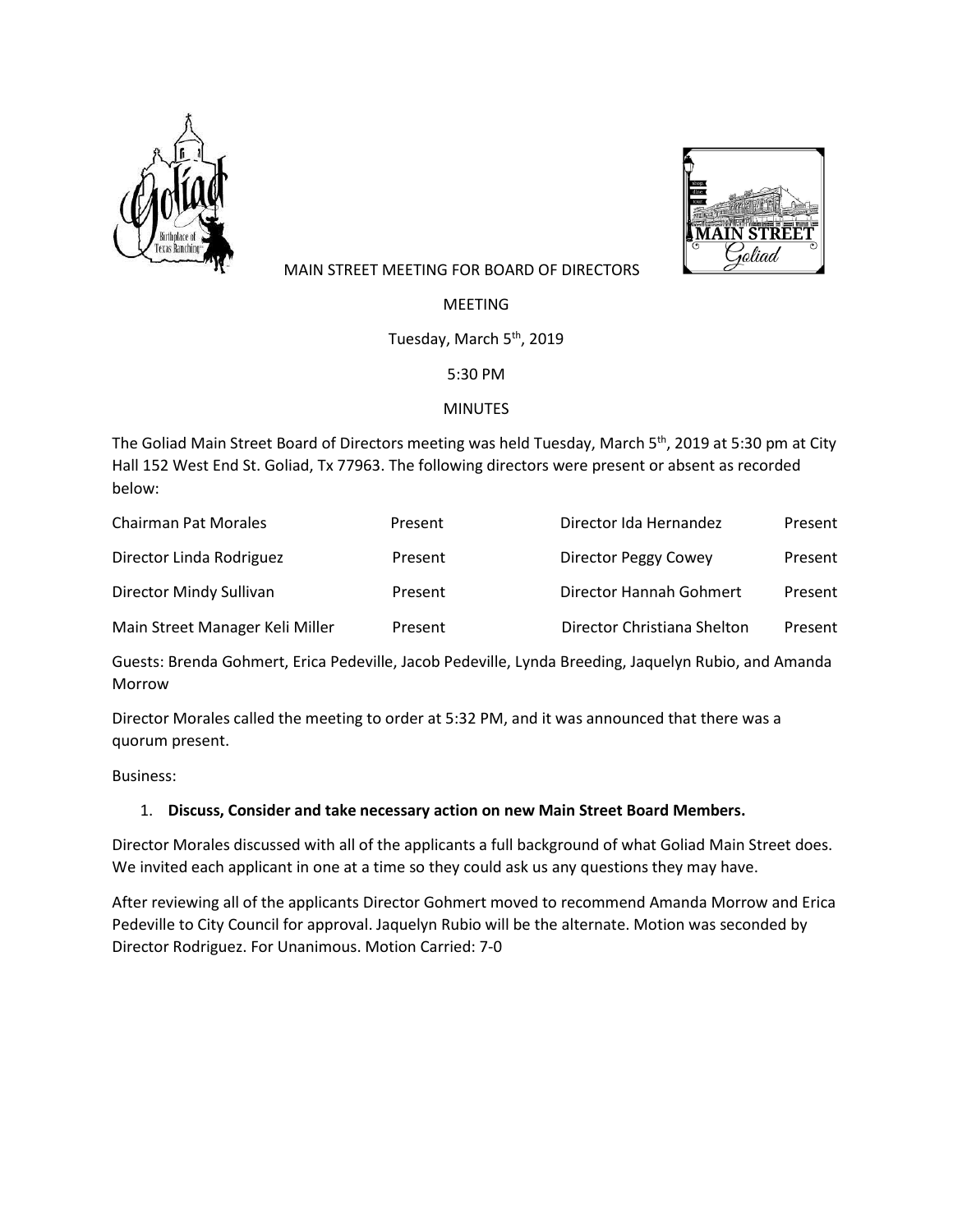MAIN STREET MEETING FOR BOARD OF DIRECTORS

MEETING

Tuesday, March 5th, 2019

5:30 PM

MINUTES

The Goliad Main Street Board of Directors meeting was held Tuesday, March 5th, 2019 at 5:30 pm at City Hall 152 West End St. Goliad, Tx 77963. The following directors were present or absent as recorded below:

| | | | |
|---|---|---|---|
| Chairman Pat Morales | Present | Director Ida Hernandez | Present |
| Director Linda Rodriguez | Present | Director Peggy Cowey | Present |
| Director Mindy Sullivan | Present | Director Hannah Gohmert | Present |
| Main Street Manager Keli Miller | Present | Director Christiana Shelton | Present |

Guests: Brenda Gohmert, Erica Pedeville, Jacob Pedeville, Lynda Breeding, Jaquelyn Rubio, and Amanda Morrow

Director Morales called the meeting to order at 5:32 PM, and it was announced that there was a quorum present.

Business:

1. **Discuss, Consider and take necessary action on new Main Street Board Members.**

Director Morales discussed with all of the applicants a full background of what Goliad Main Street does. We invited each applicant in one at a time so they could ask us any questions they may have.

After reviewing all of the applicants Director Gohmert moved to recommend Amanda Morrow and Erica Pedeville to City Council for approval. Jaquelyn Rubio will be the alternate. Motion was seconded by Director Rodriguez. For Unanimous. Motion Carried: 7-0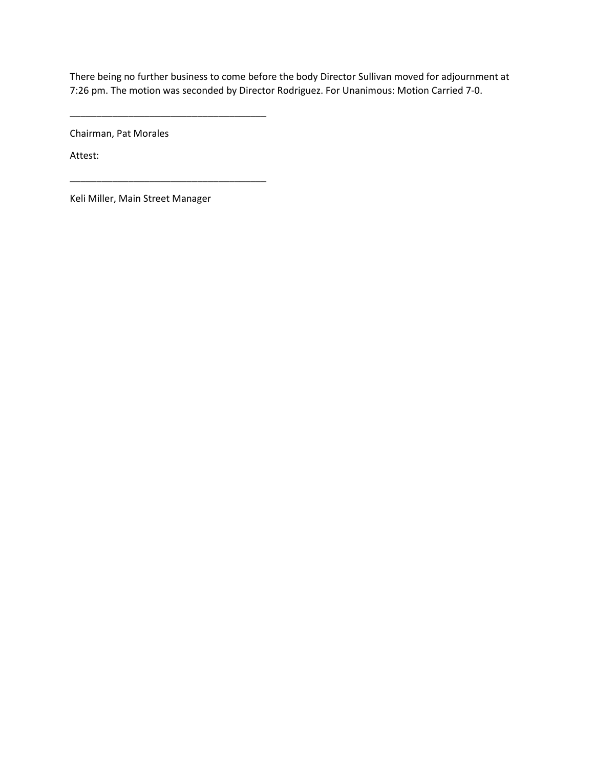There being no further business to come before the body Director Sullivan moved for adjournment at 7:26 pm. The motion was seconded by Director Rodriguez. For Unanimous: Motion Carried 7-0.

_____________________________________

Chairman, Pat Morales

Attest:

_____________________________________

Keli Miller, Main Street Manager